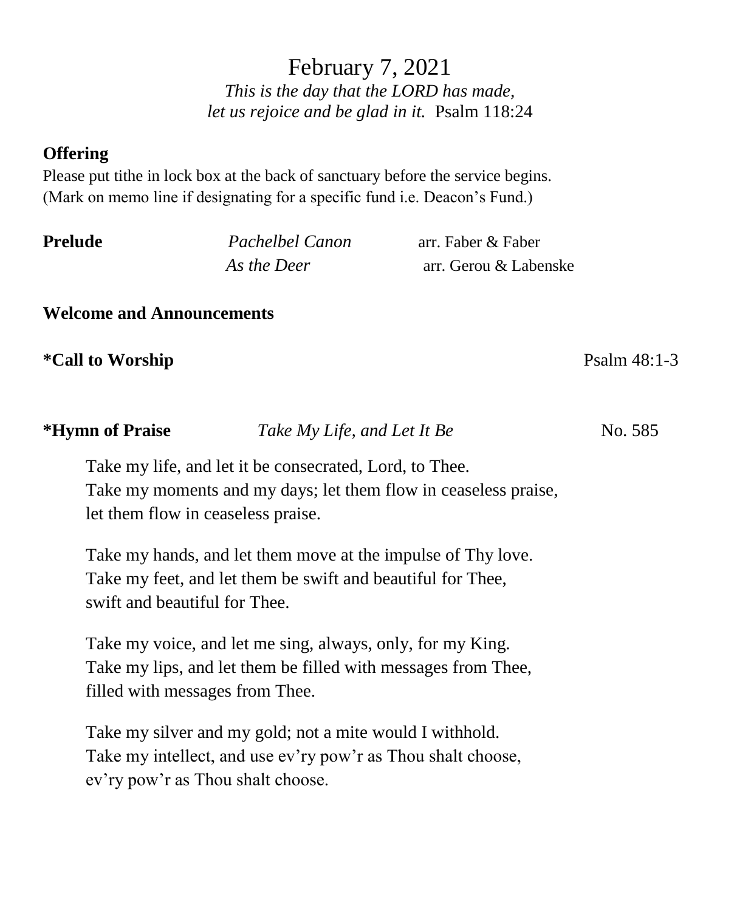# February 7, 2021

*This is the day that the LORD has made,*
*let us rejoice and be glad in it.* Psalm 118:24

**Offering**

Please put tithe in lock box at the back of sanctuary before the service begins.
(Mark on memo line if designating for a specific fund i.e. Deacon's Fund.)

**Prelude** *Pachelbel Canon* arr. Faber & Faber
*As the Deer* arr. Gerou & Labenske

**Welcome and Announcements**

**\*Call to Worship** Psalm 48:1-3

**\*Hymn of Praise** *Take My Life, and Let It Be* No. 585

Take my life, and let it be consecrated, Lord, to Thee.
Take my moments and my days; let them flow in ceaseless praise,
let them flow in ceaseless praise.

Take my hands, and let them move at the impulse of Thy love.
Take my feet, and let them be swift and beautiful for Thee,
swift and beautiful for Thee.

Take my voice, and let me sing, always, only, for my King.
Take my lips, and let them be filled with messages from Thee,
filled with messages from Thee.

Take my silver and my gold; not a mite would I withhold.
Take my intellect, and use ev'ry pow'r as Thou shalt choose,
ev'ry pow'r as Thou shalt choose.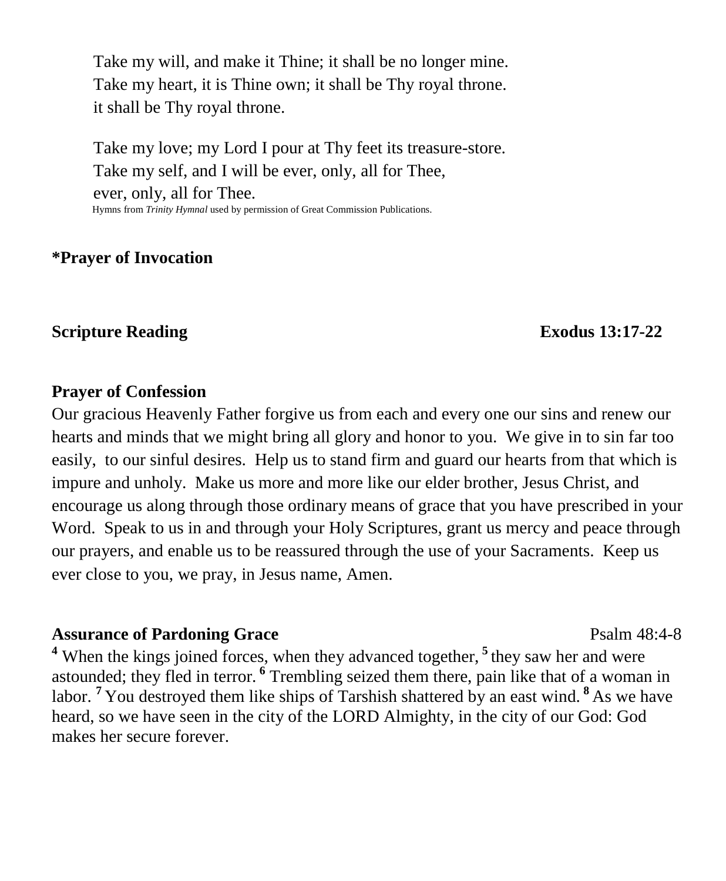Take my will, and make it Thine; it shall be no longer mine.
Take my heart, it is Thine own; it shall be Thy royal throne.
it shall be Thy royal throne.

Take my love; my Lord I pour at Thy feet its treasure-store.
Take my self, and I will be ever, only, all for Thee,
ever, only, all for Thee.
Hymns from *Trinity Hymnal* used by permission of Great Commission Publications.

**\*Prayer of Invocation**

**Scripture Reading** **Exodus 13:17-22**

**Prayer of Confession**

Our gracious Heavenly Father forgive us from each and every one our sins and renew our hearts and minds that we might bring all glory and honor to you. We give in to sin far too easily, to our sinful desires. Help us to stand firm and guard our hearts from that which is impure and unholy. Make us more and more like our elder brother, Jesus Christ, and encourage us along through those ordinary means of grace that you have prescribed in your Word. Speak to us in and through your Holy Scriptures, grant us mercy and peace through our prayers, and enable us to be reassured through the use of your Sacraments. Keep us ever close to you, we pray, in Jesus name, Amen.

**Assurance of Pardoning Grace** Psalm 48:4-8

**4** When the kings joined forces, when they advanced together, **5** they saw her and were astounded; they fled in terror. **6** Trembling seized them there, pain like that of a woman in labor. **7** You destroyed them like ships of Tarshish shattered by an east wind. **8** As we have heard, so we have seen in the city of the LORD Almighty, in the city of our God: God makes her secure forever.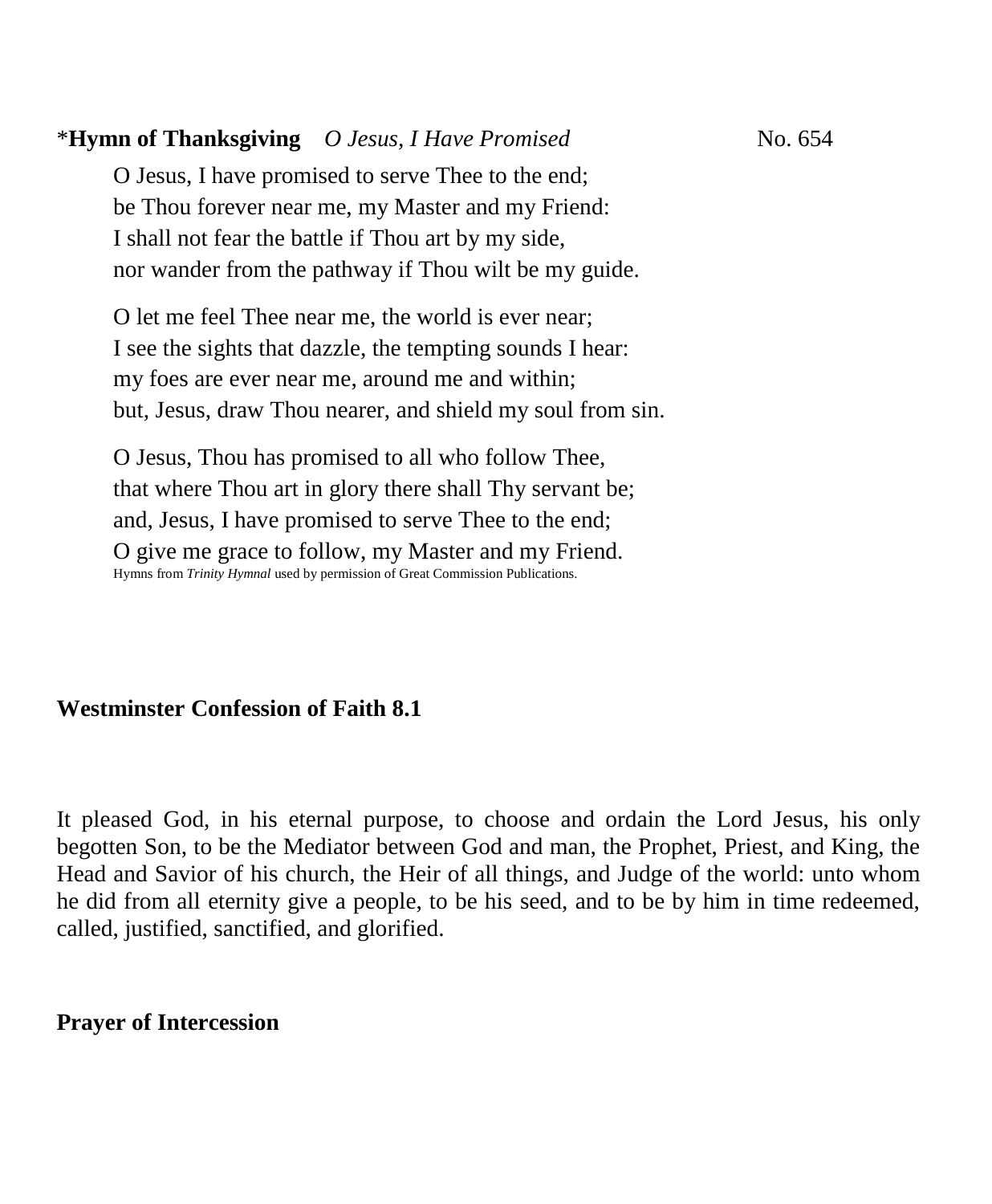\***Hymn of Thanksgiving** *O Jesus, I Have Promised* No. 654

O Jesus, I have promised to serve Thee to the end;
be Thou forever near me, my Master and my Friend:
I shall not fear the battle if Thou art by my side,
nor wander from the pathway if Thou wilt be my guide.

O let me feel Thee near me, the world is ever near;
I see the sights that dazzle, the tempting sounds I hear:
my foes are ever near me, around me and within;
but, Jesus, draw Thou nearer, and shield my soul from sin.

O Jesus, Thou has promised to all who follow Thee,
that where Thou art in glory there shall Thy servant be;
and, Jesus, I have promised to serve Thee to the end;
O give me grace to follow, my Master and my Friend.

Hymns from *Trinity Hymnal* used by permission of Great Commission Publications.

**Westminster Confession of Faith 8.1**

It pleased God, in his eternal purpose, to choose and ordain the Lord Jesus, his only begotten Son, to be the Mediator between God and man, the Prophet, Priest, and King, the Head and Savior of his church, the Heir of all things, and Judge of the world: unto whom he did from all eternity give a people, to be his seed, and to be by him in time redeemed, called, justified, sanctified, and glorified.

**Prayer of Intercession**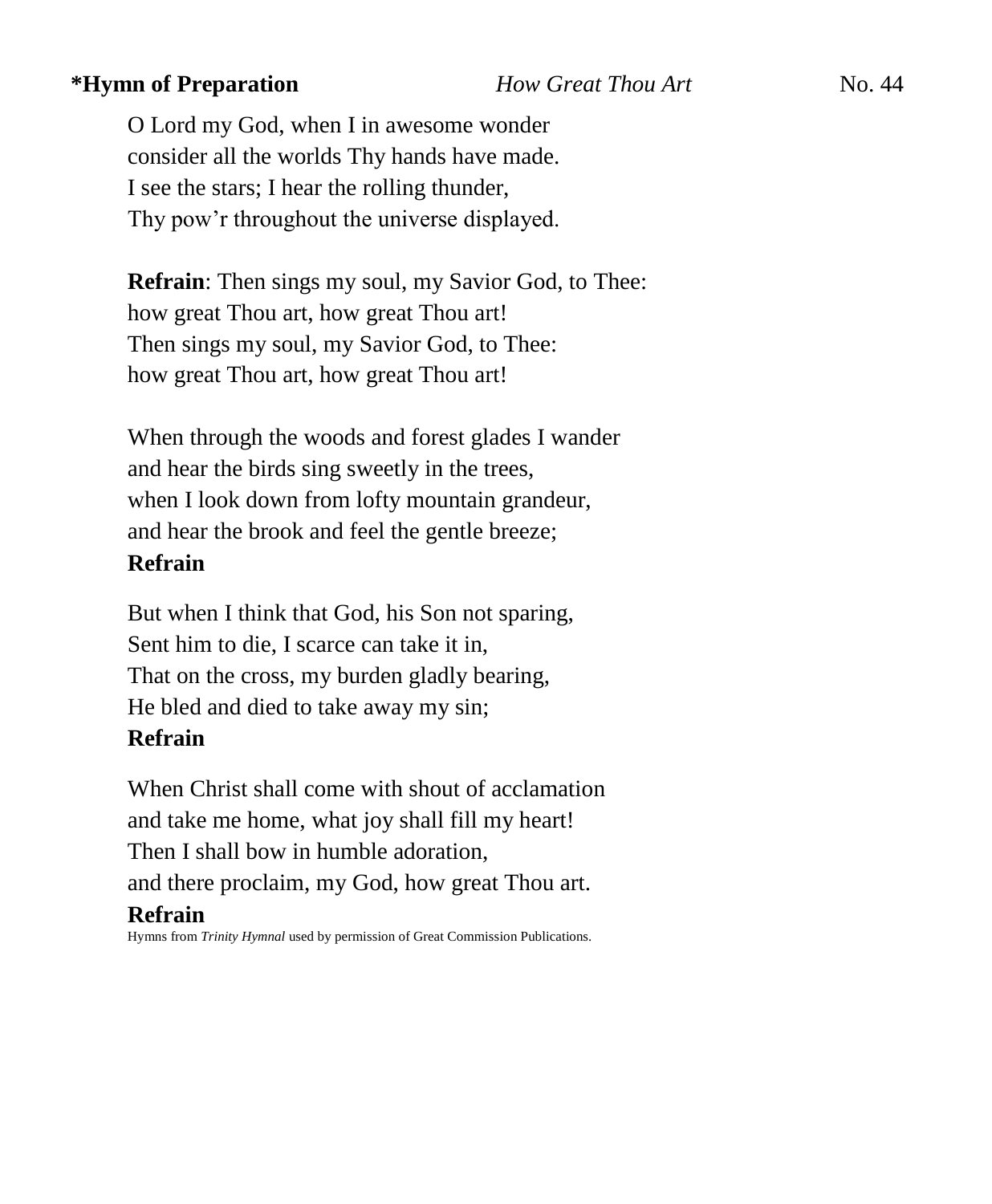**\*Hymn of Preparation** *How Great Thou Art* No. 44

O Lord my God, when I in awesome wonder
consider all the worlds Thy hands have made.
I see the stars; I hear the rolling thunder,
Thy pow'r throughout the universe displayed.

**Refrain**: Then sings my soul, my Savior God, to Thee:
how great Thou art, how great Thou art!
Then sings my soul, my Savior God, to Thee:
how great Thou art, how great Thou art!

When through the woods and forest glades I wander
and hear the birds sing sweetly in the trees,
when I look down from lofty mountain grandeur,
and hear the brook and feel the gentle breeze;
**Refrain**

But when I think that God, his Son not sparing,
Sent him to die, I scarce can take it in,
That on the cross, my burden gladly bearing,
He bled and died to take away my sin;
**Refrain**

When Christ shall come with shout of acclamation
and take me home, what joy shall fill my heart!
Then I shall bow in humble adoration,
and there proclaim, my God, how great Thou art.
**Refrain**

Hymns from *Trinity Hymnal* used by permission of Great Commission Publications.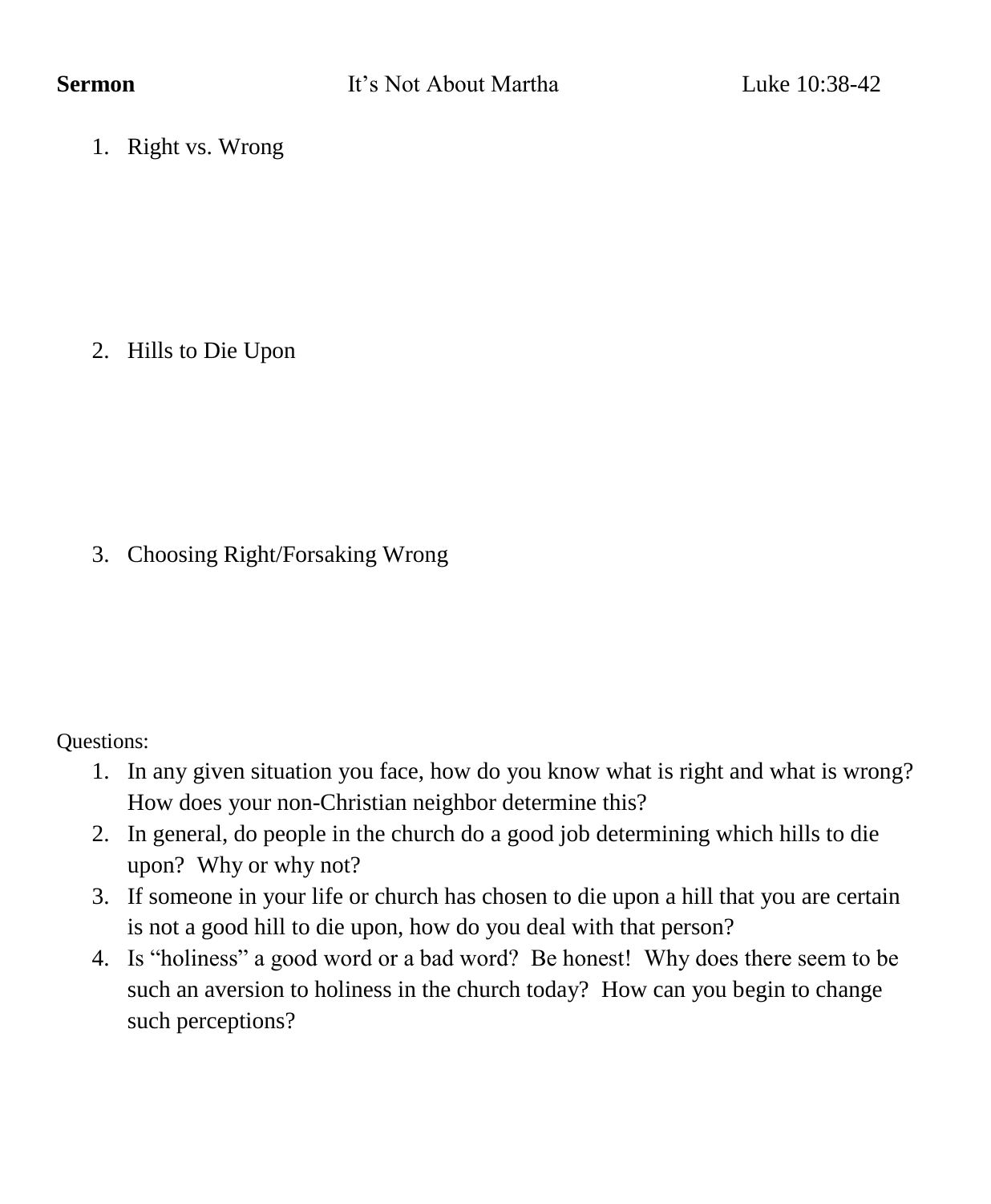**Sermon** It's Not About Martha Luke 10:38-42

1. Right vs. Wrong

2. Hills to Die Upon

3. Choosing Right/Forsaking Wrong

Questions:

1. In any given situation you face, how do you know what is right and what is wrong? How does your non-Christian neighbor determine this?
2. In general, do people in the church do a good job determining which hills to die upon? Why or why not?
3. If someone in your life or church has chosen to die upon a hill that you are certain is not a good hill to die upon, how do you deal with that person?
4. Is "holiness" a good word or a bad word? Be honest! Why does there seem to be such an aversion to holiness in the church today? How can you begin to change such perceptions?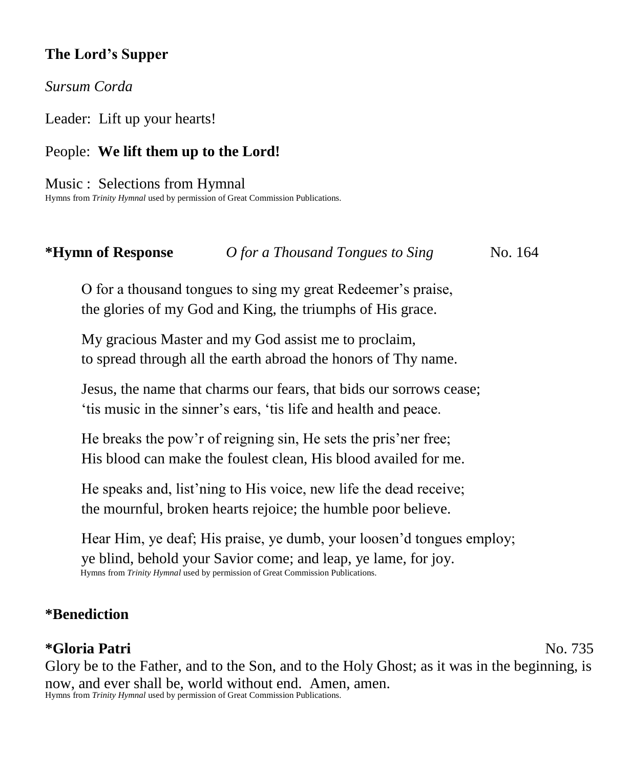**The Lord's Supper**

*Sursum Corda*

Leader: Lift up your hearts!

People: **We lift them up to the Lord!**

Music : Selections from Hymnal
Hymns from *Trinity Hymnal* used by permission of Great Commission Publications.

**\*Hymn of Response** *O for a Thousand Tongues to Sing* No. 164

O for a thousand tongues to sing my great Redeemer's praise,
the glories of my God and King, the triumphs of His grace.

My gracious Master and my God assist me to proclaim,
to spread through all the earth abroad the honors of Thy name.

Jesus, the name that charms our fears, that bids our sorrows cease;
'tis music in the sinner's ears, 'tis life and health and peace.

He breaks the pow'r of reigning sin, He sets the pris'ner free;
His blood can make the foulest clean, His blood availed for me.

He speaks and, list'ning to His voice, new life the dead receive;
the mournful, broken hearts rejoice; the humble poor believe.

Hear Him, ye deaf; His praise, ye dumb, your loosen'd tongues employ;
ye blind, behold your Savior come; and leap, ye lame, for joy.
Hymns from *Trinity Hymnal* used by permission of Great Commission Publications.

**\*Benediction**

**\*Gloria Patri** No. 735

Glory be to the Father, and to the Son, and to the Holy Ghost; as it was in the beginning, is now, and ever shall be, world without end. Amen, amen.
Hymns from *Trinity Hymnal* used by permission of Great Commission Publications.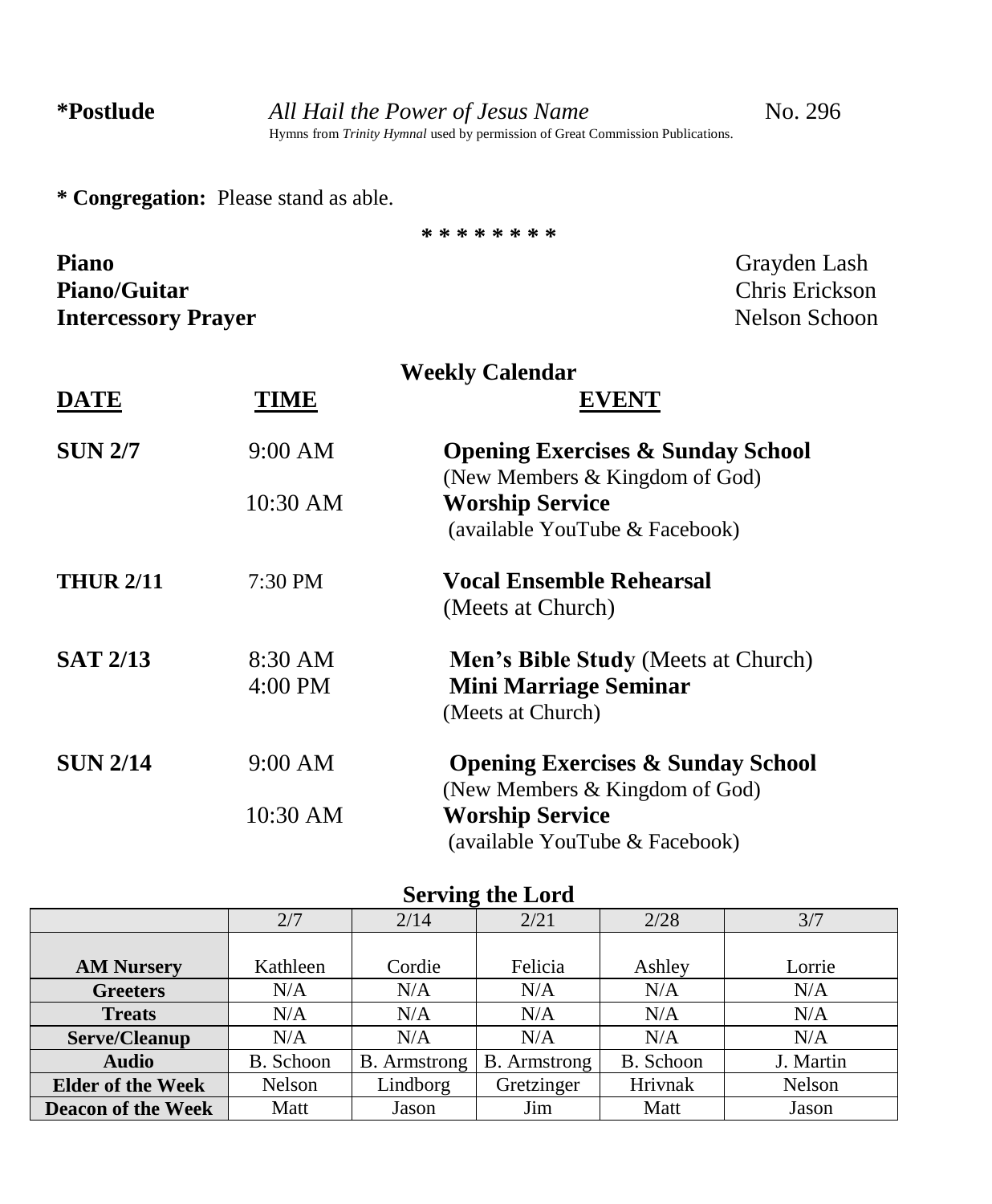**\*Postlude** *All Hail the Power of Jesus Name* No. 296

Hymns from *Trinity Hymnal* used by permission of Great Commission Publications.

**\* Congregation:** Please stand as able.

**\* \* \* \* \* \* \* \***

**Piano** Grayden Lash
**Piano/Guitar** Chris Erickson
**Intercessory Prayer** Nelson Schoon

## Weekly Calendar

| DATE | TIME | EVENT |
|---|---|---|
| **SUN 2/7** | 9:00 AM | **Opening Exercises & Sunday School** (New Members & Kingdom of God) |
| | 10:30 AM | **Worship Service** (available YouTube & Facebook) |
| **THUR 2/11** | 7:30 PM | **Vocal Ensemble Rehearsal** (Meets at Church) |
| **SAT 2/13** | 8:30 AM | **Men's Bible Study** (Meets at Church) |
| | 4:00 PM | **Mini Marriage Seminar** (Meets at Church) |
| **SUN 2/14** | 9:00 AM | **Opening Exercises & Sunday School** (New Members & Kingdom of God) |
| | 10:30 AM | **Worship Service** (available YouTube & Facebook) |

## Serving the Lord

| | 2/7 | 2/14 | 2/21 | 2/28 | 3/7 |
|---|---|---|---|---|---|
| **AM Nursery** | Kathleen | Cordie | Felicia | Ashley | Lorrie |
| **Greeters** | N/A | N/A | N/A | N/A | N/A |
| **Treats** | N/A | N/A | N/A | N/A | N/A |
| **Serve/Cleanup** | N/A | N/A | N/A | N/A | N/A |
| **Audio** | B. Schoon | B. Armstrong | B. Armstrong | B. Schoon | J. Martin |
| **Elder of the Week** | Nelson | Lindborg | Gretzinger | Hrivnak | Nelson |
| **Deacon of the Week** | Matt | Jason | Jim | Matt | Jason |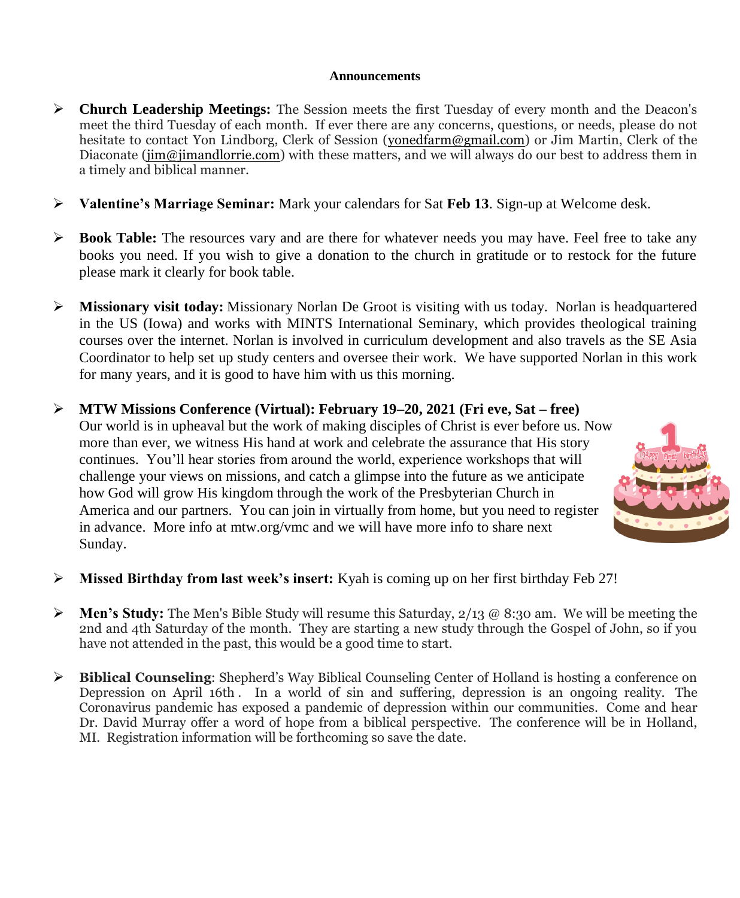**Announcements**

- **Church Leadership Meetings:** The Session meets the first Tuesday of every month and the Deacon's meet the third Tuesday of each month. If ever there are any concerns, questions, or needs, please do not hesitate to contact Yon Lindborg, Clerk of Session (yonedfarm@gmail.com) or Jim Martin, Clerk of the Diaconate (jim@jimandlorrie.com) with these matters, and we will always do our best to address them in a timely and biblical manner.

- **Valentine's Marriage Seminar:** Mark your calendars for Sat **Feb 13**. Sign-up at Welcome desk.

- **Book Table:** The resources vary and are there for whatever needs you may have. Feel free to take any books you need. If you wish to give a donation to the church in gratitude or to restock for the future please mark it clearly for book table.

- **Missionary visit today:** Missionary Norlan De Groot is visiting with us today. Norlan is headquartered in the US (Iowa) and works with MINTS International Seminary, which provides theological training courses over the internet. Norlan is involved in curriculum development and also travels as the SE Asia Coordinator to help set up study centers and oversee their work. We have supported Norlan in this work for many years, and it is good to have him with us this morning.

- **MTW Missions Conference (Virtual): February 19–20, 2021 (Fri eve, Sat – free)** Our world is in upheaval but the work of making disciples of Christ is ever before us. Now more than ever, we witness His hand at work and celebrate the assurance that His story continues. You'll hear stories from around the world, experience workshops that will challenge your views on missions, and catch a glimpse into the future as we anticipate how God will grow His kingdom through the work of the Presbyterian Church in America and our partners. You can join in virtually from home, but you need to register in advance. More info at mtw.org/vmc and we will have more info to share next Sunday.

- **Missed Birthday from last week's insert:** Kyah is coming up on her first birthday Feb 27!

- **Men's Study:** The Men's Bible Study will resume this Saturday, 2/13 @ 8:30 am. We will be meeting the 2nd and 4th Saturday of the month. They are starting a new study through the Gospel of John, so if you have not attended in the past, this would be a good time to start.

- **Biblical Counseling**: Shepherd's Way Biblical Counseling Center of Holland is hosting a conference on Depression on April 16th . In a world of sin and suffering, depression is an ongoing reality. The Coronavirus pandemic has exposed a pandemic of depression within our communities. Come and hear Dr. David Murray offer a word of hope from a biblical perspective. The conference will be in Holland, MI. Registration information will be forthcoming so save the date.